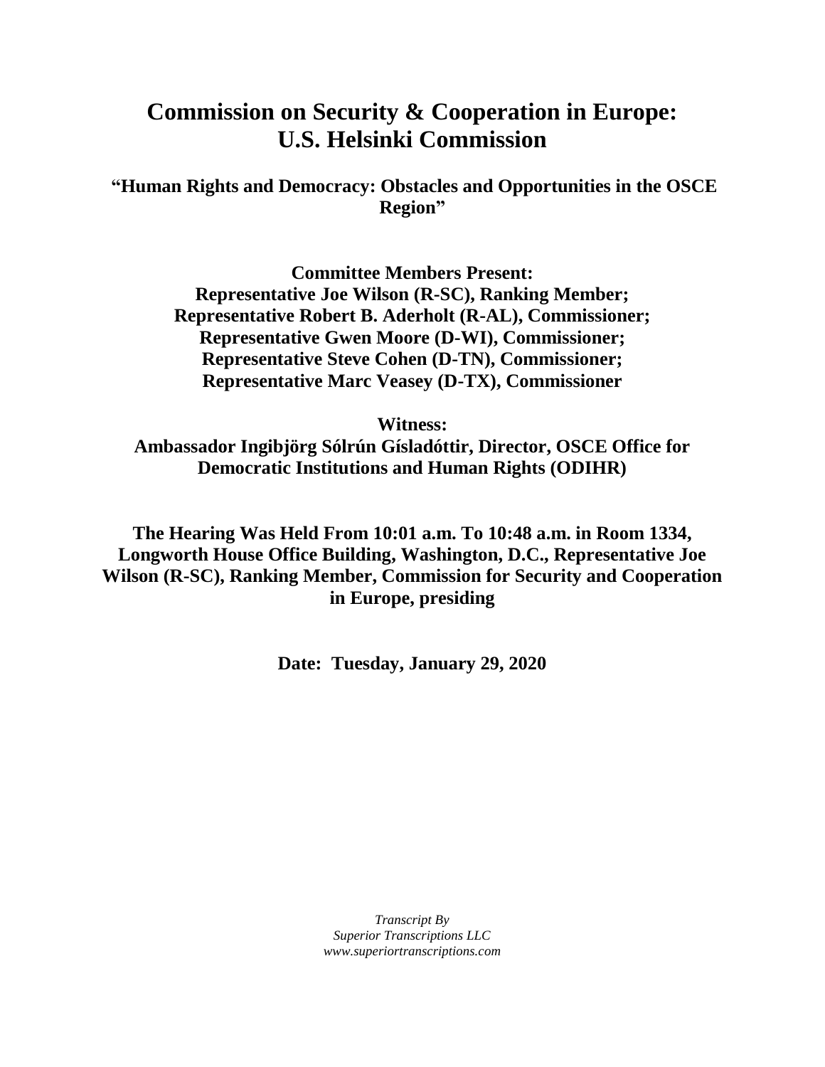# Commission on Security & Cooperation in Europe: U.S. Helsinki Commission

## "Human Rights and Democracy: Obstacles and Opportunities in the OSCE Region"

**Committee Members Present:**
**Representative Joe Wilson (R-SC), Ranking Member;**
**Representative Robert B. Aderholt (R-AL), Commissioner;**
**Representative Gwen Moore (D-WI), Commissioner;**
**Representative Steve Cohen (D-TN), Commissioner;**
**Representative Marc Veasey (D-TX), Commissioner**

**Witness:**
**Ambassador Ingibjörg Sólrún Gísladóttir, Director, OSCE Office for Democratic Institutions and Human Rights (ODIHR)**

**The Hearing Was Held From 10:01 a.m. To 10:48 a.m. in Room 1334, Longworth House Office Building, Washington, D.C., Representative Joe Wilson (R-SC), Ranking Member, Commission for Security and Cooperation in Europe, presiding**

**Date: Tuesday, January 29, 2020**

*Transcript By*
*Superior Transcriptions LLC*
*www.superiortranscriptions.com*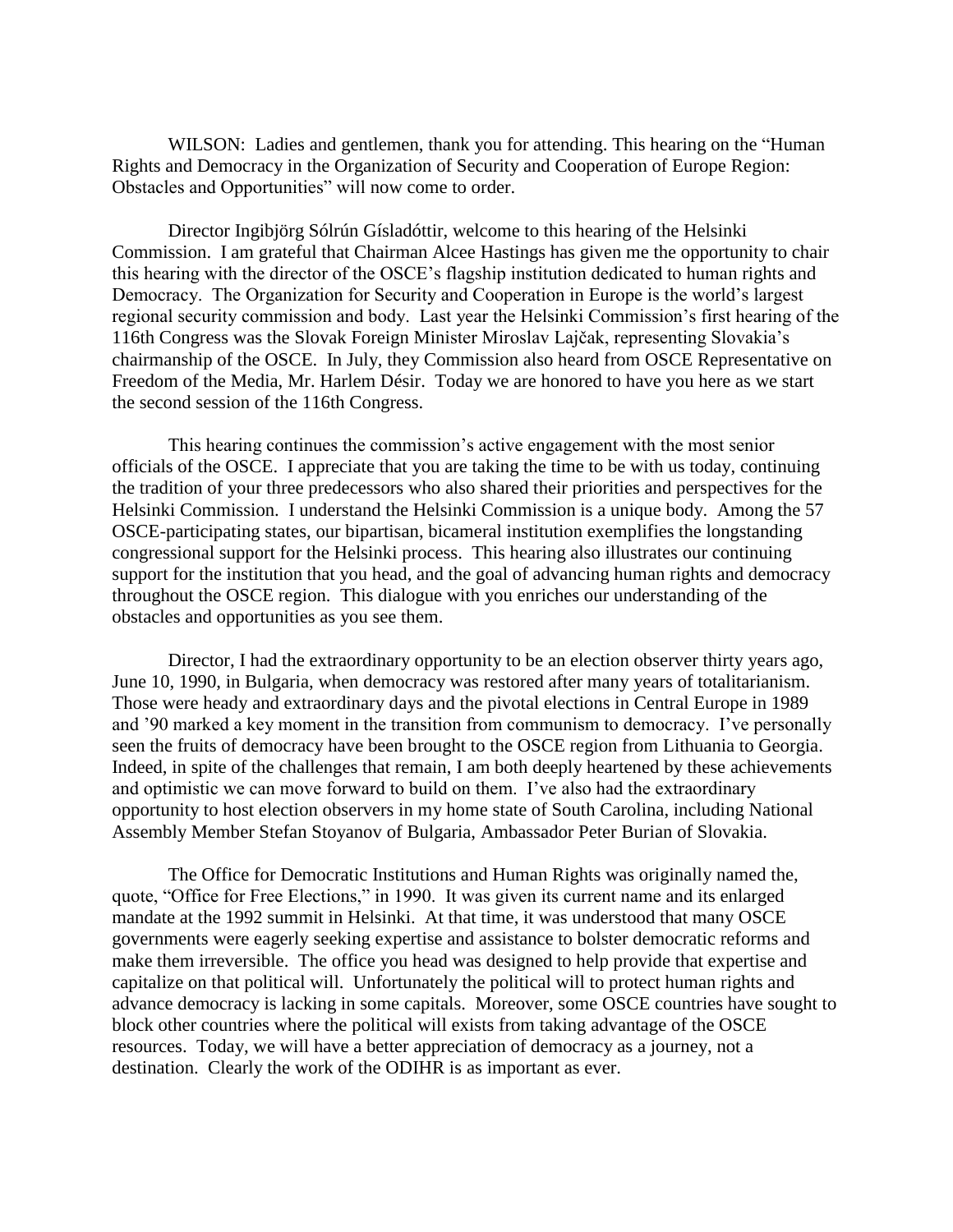WILSON: Ladies and gentlemen, thank you for attending. This hearing on the "Human Rights and Democracy in the Organization of Security and Cooperation of Europe Region: Obstacles and Opportunities" will now come to order.

Director Ingibjörg Sólrún Gísladóttir, welcome to this hearing of the Helsinki Commission. I am grateful that Chairman Alcee Hastings has given me the opportunity to chair this hearing with the director of the OSCE's flagship institution dedicated to human rights and Democracy. The Organization for Security and Cooperation in Europe is the world's largest regional security commission and body. Last year the Helsinki Commission's first hearing of the 116th Congress was the Slovak Foreign Minister Miroslav Lajčak, representing Slovakia's chairmanship of the OSCE. In July, they Commission also heard from OSCE Representative on Freedom of the Media, Mr. Harlem Désir. Today we are honored to have you here as we start the second session of the 116th Congress.

This hearing continues the commission's active engagement with the most senior officials of the OSCE. I appreciate that you are taking the time to be with us today, continuing the tradition of your three predecessors who also shared their priorities and perspectives for the Helsinki Commission. I understand the Helsinki Commission is a unique body. Among the 57 OSCE-participating states, our bipartisan, bicameral institution exemplifies the longstanding congressional support for the Helsinki process. This hearing also illustrates our continuing support for the institution that you head, and the goal of advancing human rights and democracy throughout the OSCE region. This dialogue with you enriches our understanding of the obstacles and opportunities as you see them.

Director, I had the extraordinary opportunity to be an election observer thirty years ago, June 10, 1990, in Bulgaria, when democracy was restored after many years of totalitarianism. Those were heady and extraordinary days and the pivotal elections in Central Europe in 1989 and '90 marked a key moment in the transition from communism to democracy. I've personally seen the fruits of democracy have been brought to the OSCE region from Lithuania to Georgia. Indeed, in spite of the challenges that remain, I am both deeply heartened by these achievements and optimistic we can move forward to build on them. I've also had the extraordinary opportunity to host election observers in my home state of South Carolina, including National Assembly Member Stefan Stoyanov of Bulgaria, Ambassador Peter Burian of Slovakia.

The Office for Democratic Institutions and Human Rights was originally named the, quote, "Office for Free Elections," in 1990. It was given its current name and its enlarged mandate at the 1992 summit in Helsinki. At that time, it was understood that many OSCE governments were eagerly seeking expertise and assistance to bolster democratic reforms and make them irreversible. The office you head was designed to help provide that expertise and capitalize on that political will. Unfortunately the political will to protect human rights and advance democracy is lacking in some capitals. Moreover, some OSCE countries have sought to block other countries where the political will exists from taking advantage of the OSCE resources. Today, we will have a better appreciation of democracy as a journey, not a destination. Clearly the work of the ODIHR is as important as ever.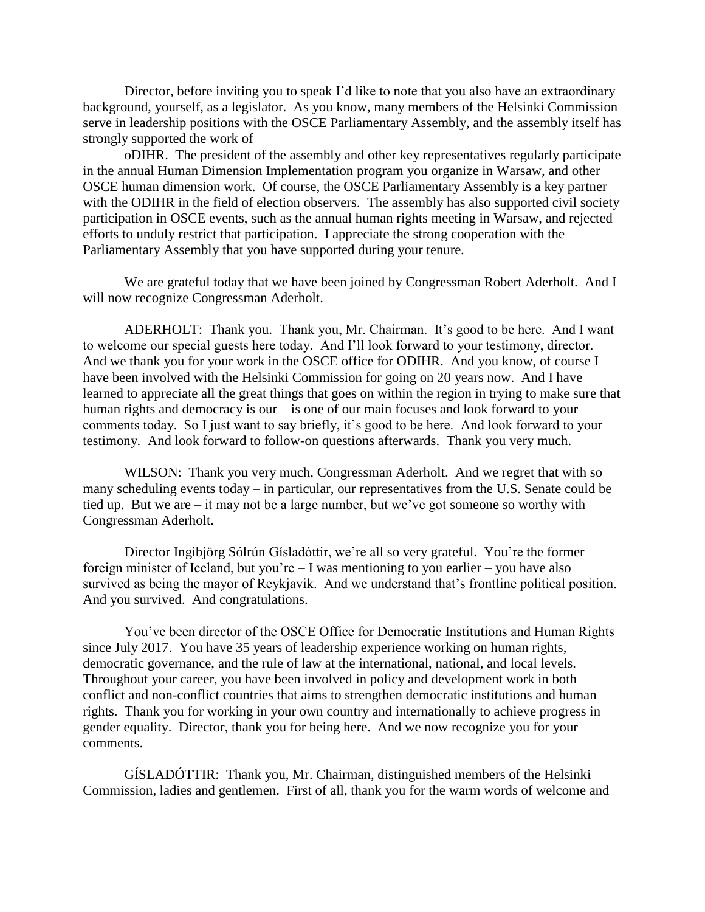Director, before inviting you to speak I'd like to note that you also have an extraordinary background, yourself, as a legislator. As you know, many members of the Helsinki Commission serve in leadership positions with the OSCE Parliamentary Assembly, and the assembly itself has strongly supported the work of

oDIHR. The president of the assembly and other key representatives regularly participate in the annual Human Dimension Implementation program you organize in Warsaw, and other OSCE human dimension work. Of course, the OSCE Parliamentary Assembly is a key partner with the ODIHR in the field of election observers. The assembly has also supported civil society participation in OSCE events, such as the annual human rights meeting in Warsaw, and rejected efforts to unduly restrict that participation. I appreciate the strong cooperation with the Parliamentary Assembly that you have supported during your tenure.

We are grateful today that we have been joined by Congressman Robert Aderholt. And I will now recognize Congressman Aderholt.

ADERHOLT: Thank you. Thank you, Mr. Chairman. It's good to be here. And I want to welcome our special guests here today. And I'll look forward to your testimony, director. And we thank you for your work in the OSCE office for ODIHR. And you know, of course I have been involved with the Helsinki Commission for going on 20 years now. And I have learned to appreciate all the great things that goes on within the region in trying to make sure that human rights and democracy is our – is one of our main focuses and look forward to your comments today. So I just want to say briefly, it's good to be here. And look forward to your testimony. And look forward to follow-on questions afterwards. Thank you very much.

WILSON: Thank you very much, Congressman Aderholt. And we regret that with so many scheduling events today – in particular, our representatives from the U.S. Senate could be tied up. But we are – it may not be a large number, but we've got someone so worthy with Congressman Aderholt.

Director Ingibjörg Sólrún Gísladóttir, we're all so very grateful. You're the former foreign minister of Iceland, but you're – I was mentioning to you earlier – you have also survived as being the mayor of Reykjavik. And we understand that's frontline political position. And you survived. And congratulations.

You've been director of the OSCE Office for Democratic Institutions and Human Rights since July 2017. You have 35 years of leadership experience working on human rights, democratic governance, and the rule of law at the international, national, and local levels. Throughout your career, you have been involved in policy and development work in both conflict and non-conflict countries that aims to strengthen democratic institutions and human rights. Thank you for working in your own country and internationally to achieve progress in gender equality. Director, thank you for being here. And we now recognize you for your comments.

GÍSLADÓTTIR: Thank you, Mr. Chairman, distinguished members of the Helsinki Commission, ladies and gentlemen. First of all, thank you for the warm words of welcome and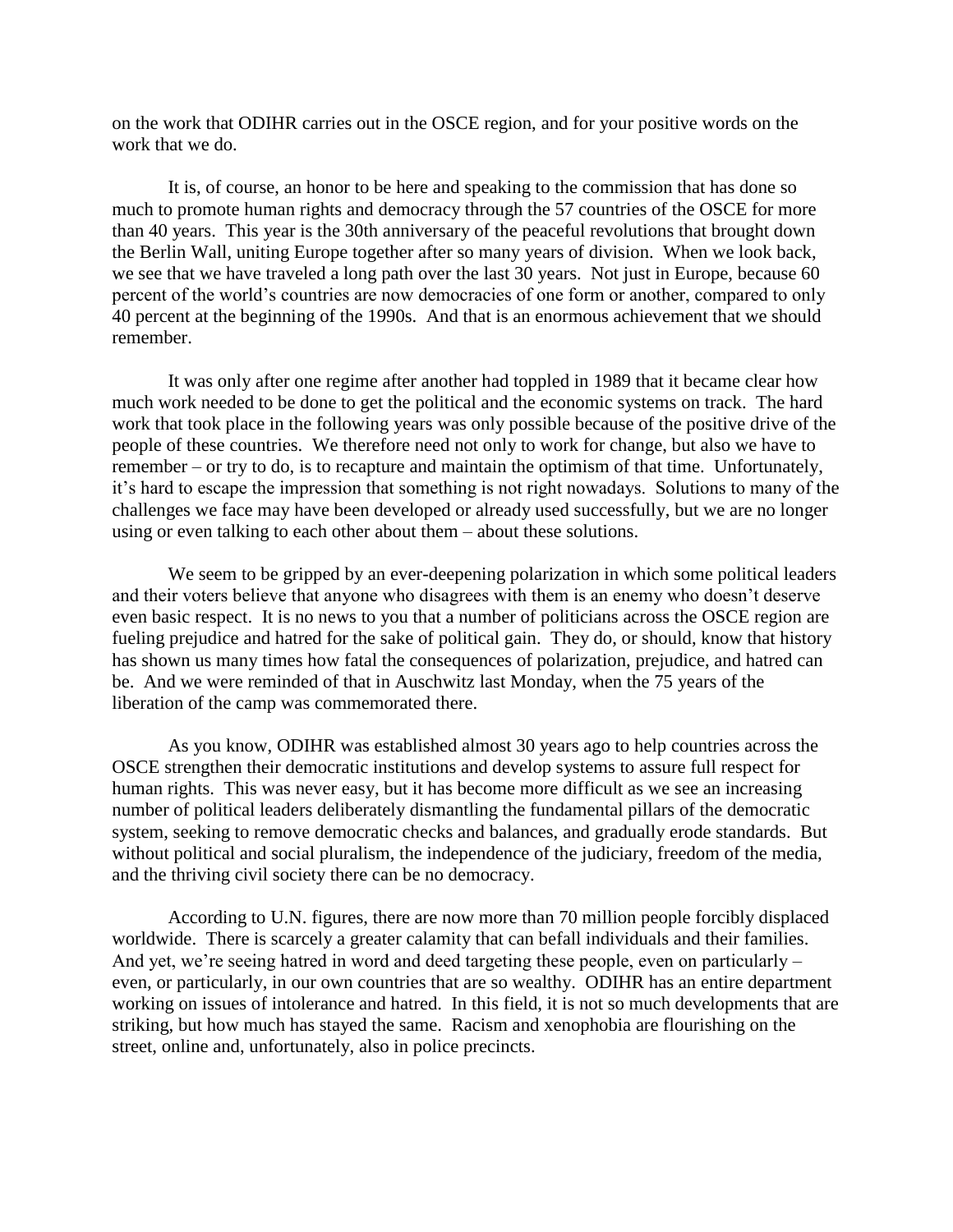on the work that ODIHR carries out in the OSCE region, and for your positive words on the work that we do.

It is, of course, an honor to be here and speaking to the commission that has done so much to promote human rights and democracy through the 57 countries of the OSCE for more than 40 years. This year is the 30th anniversary of the peaceful revolutions that brought down the Berlin Wall, uniting Europe together after so many years of division. When we look back, we see that we have traveled a long path over the last 30 years. Not just in Europe, because 60 percent of the world's countries are now democracies of one form or another, compared to only 40 percent at the beginning of the 1990s. And that is an enormous achievement that we should remember.

It was only after one regime after another had toppled in 1989 that it became clear how much work needed to be done to get the political and the economic systems on track. The hard work that took place in the following years was only possible because of the positive drive of the people of these countries. We therefore need not only to work for change, but also we have to remember – or try to do, is to recapture and maintain the optimism of that time. Unfortunately, it's hard to escape the impression that something is not right nowadays. Solutions to many of the challenges we face may have been developed or already used successfully, but we are no longer using or even talking to each other about them – about these solutions.

We seem to be gripped by an ever-deepening polarization in which some political leaders and their voters believe that anyone who disagrees with them is an enemy who doesn't deserve even basic respect. It is no news to you that a number of politicians across the OSCE region are fueling prejudice and hatred for the sake of political gain. They do, or should, know that history has shown us many times how fatal the consequences of polarization, prejudice, and hatred can be. And we were reminded of that in Auschwitz last Monday, when the 75 years of the liberation of the camp was commemorated there.

As you know, ODIHR was established almost 30 years ago to help countries across the OSCE strengthen their democratic institutions and develop systems to assure full respect for human rights. This was never easy, but it has become more difficult as we see an increasing number of political leaders deliberately dismantling the fundamental pillars of the democratic system, seeking to remove democratic checks and balances, and gradually erode standards. But without political and social pluralism, the independence of the judiciary, freedom of the media, and the thriving civil society there can be no democracy.

According to U.N. figures, there are now more than 70 million people forcibly displaced worldwide. There is scarcely a greater calamity that can befall individuals and their families. And yet, we're seeing hatred in word and deed targeting these people, even on particularly – even, or particularly, in our own countries that are so wealthy. ODIHR has an entire department working on issues of intolerance and hatred. In this field, it is not so much developments that are striking, but how much has stayed the same. Racism and xenophobia are flourishing on the street, online and, unfortunately, also in police precincts.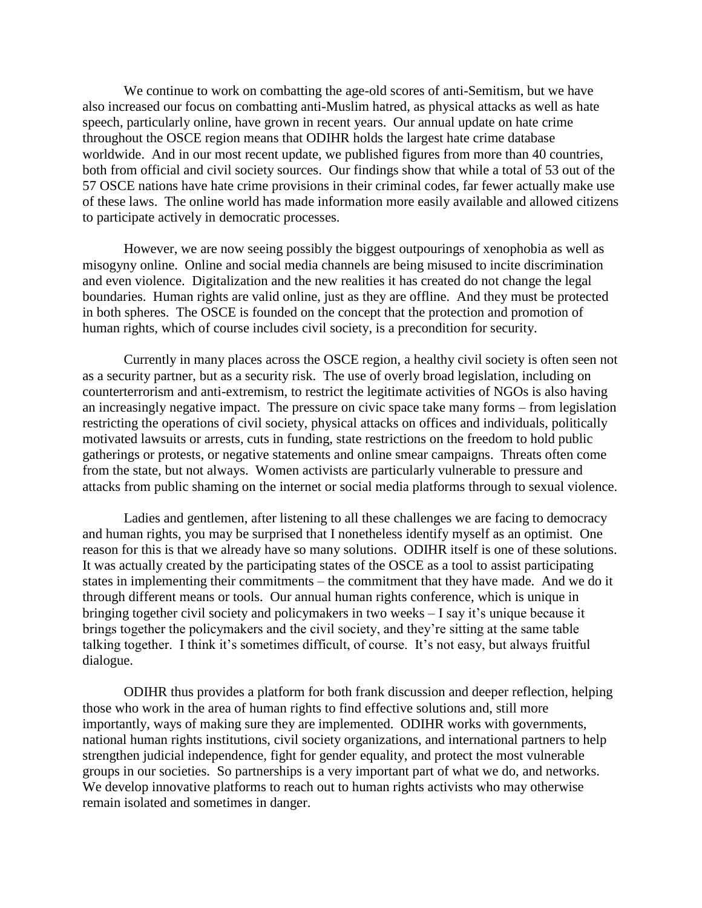We continue to work on combatting the age-old scores of anti-Semitism, but we have also increased our focus on combatting anti-Muslim hatred, as physical attacks as well as hate speech, particularly online, have grown in recent years. Our annual update on hate crime throughout the OSCE region means that ODIHR holds the largest hate crime database worldwide. And in our most recent update, we published figures from more than 40 countries, both from official and civil society sources. Our findings show that while a total of 53 out of the 57 OSCE nations have hate crime provisions in their criminal codes, far fewer actually make use of these laws. The online world has made information more easily available and allowed citizens to participate actively in democratic processes.

However, we are now seeing possibly the biggest outpourings of xenophobia as well as misogyny online. Online and social media channels are being misused to incite discrimination and even violence. Digitalization and the new realities it has created do not change the legal boundaries. Human rights are valid online, just as they are offline. And they must be protected in both spheres. The OSCE is founded on the concept that the protection and promotion of human rights, which of course includes civil society, is a precondition for security.

Currently in many places across the OSCE region, a healthy civil society is often seen not as a security partner, but as a security risk. The use of overly broad legislation, including on counterterrorism and anti-extremism, to restrict the legitimate activities of NGOs is also having an increasingly negative impact. The pressure on civic space take many forms – from legislation restricting the operations of civil society, physical attacks on offices and individuals, politically motivated lawsuits or arrests, cuts in funding, state restrictions on the freedom to hold public gatherings or protests, or negative statements and online smear campaigns. Threats often come from the state, but not always. Women activists are particularly vulnerable to pressure and attacks from public shaming on the internet or social media platforms through to sexual violence.

Ladies and gentlemen, after listening to all these challenges we are facing to democracy and human rights, you may be surprised that I nonetheless identify myself as an optimist. One reason for this is that we already have so many solutions. ODIHR itself is one of these solutions. It was actually created by the participating states of the OSCE as a tool to assist participating states in implementing their commitments – the commitment that they have made. And we do it through different means or tools. Our annual human rights conference, which is unique in bringing together civil society and policymakers in two weeks – I say it's unique because it brings together the policymakers and the civil society, and they're sitting at the same table talking together. I think it's sometimes difficult, of course. It's not easy, but always fruitful dialogue.

ODIHR thus provides a platform for both frank discussion and deeper reflection, helping those who work in the area of human rights to find effective solutions and, still more importantly, ways of making sure they are implemented. ODIHR works with governments, national human rights institutions, civil society organizations, and international partners to help strengthen judicial independence, fight for gender equality, and protect the most vulnerable groups in our societies. So partnerships is a very important part of what we do, and networks. We develop innovative platforms to reach out to human rights activists who may otherwise remain isolated and sometimes in danger.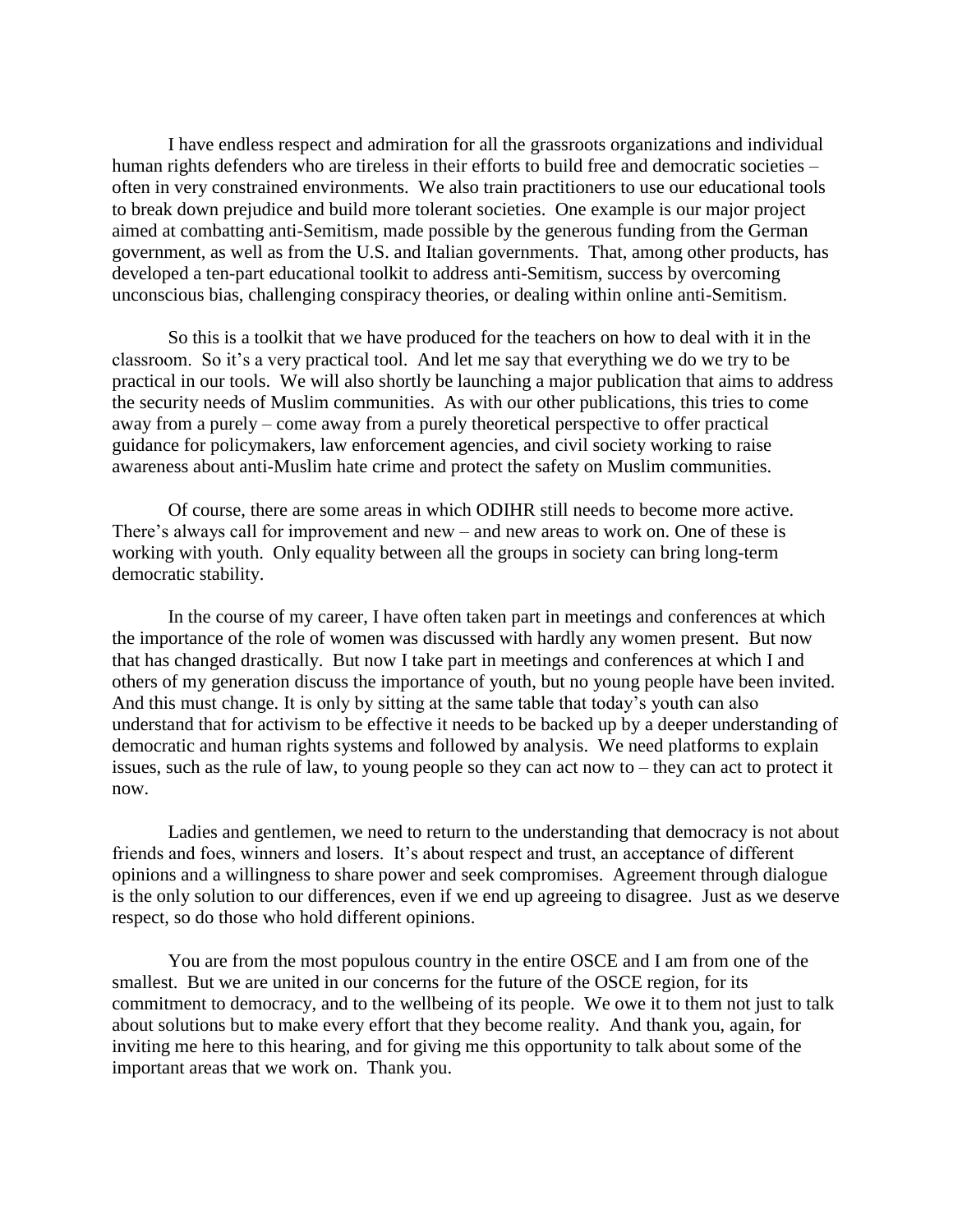I have endless respect and admiration for all the grassroots organizations and individual human rights defenders who are tireless in their efforts to build free and democratic societies – often in very constrained environments. We also train practitioners to use our educational tools to break down prejudice and build more tolerant societies. One example is our major project aimed at combatting anti-Semitism, made possible by the generous funding from the German government, as well as from the U.S. and Italian governments. That, among other products, has developed a ten-part educational toolkit to address anti-Semitism, success by overcoming unconscious bias, challenging conspiracy theories, or dealing within online anti-Semitism.

So this is a toolkit that we have produced for the teachers on how to deal with it in the classroom. So it's a very practical tool. And let me say that everything we do we try to be practical in our tools. We will also shortly be launching a major publication that aims to address the security needs of Muslim communities. As with our other publications, this tries to come away from a purely – come away from a purely theoretical perspective to offer practical guidance for policymakers, law enforcement agencies, and civil society working to raise awareness about anti-Muslim hate crime and protect the safety on Muslim communities.

Of course, there are some areas in which ODIHR still needs to become more active. There's always call for improvement and new – and new areas to work on. One of these is working with youth. Only equality between all the groups in society can bring long-term democratic stability.

In the course of my career, I have often taken part in meetings and conferences at which the importance of the role of women was discussed with hardly any women present. But now that has changed drastically. But now I take part in meetings and conferences at which I and others of my generation discuss the importance of youth, but no young people have been invited. And this must change. It is only by sitting at the same table that today's youth can also understand that for activism to be effective it needs to be backed up by a deeper understanding of democratic and human rights systems and followed by analysis. We need platforms to explain issues, such as the rule of law, to young people so they can act now to – they can act to protect it now.

Ladies and gentlemen, we need to return to the understanding that democracy is not about friends and foes, winners and losers. It's about respect and trust, an acceptance of different opinions and a willingness to share power and seek compromises. Agreement through dialogue is the only solution to our differences, even if we end up agreeing to disagree. Just as we deserve respect, so do those who hold different opinions.

You are from the most populous country in the entire OSCE and I am from one of the smallest. But we are united in our concerns for the future of the OSCE region, for its commitment to democracy, and to the wellbeing of its people. We owe it to them not just to talk about solutions but to make every effort that they become reality. And thank you, again, for inviting me here to this hearing, and for giving me this opportunity to talk about some of the important areas that we work on. Thank you.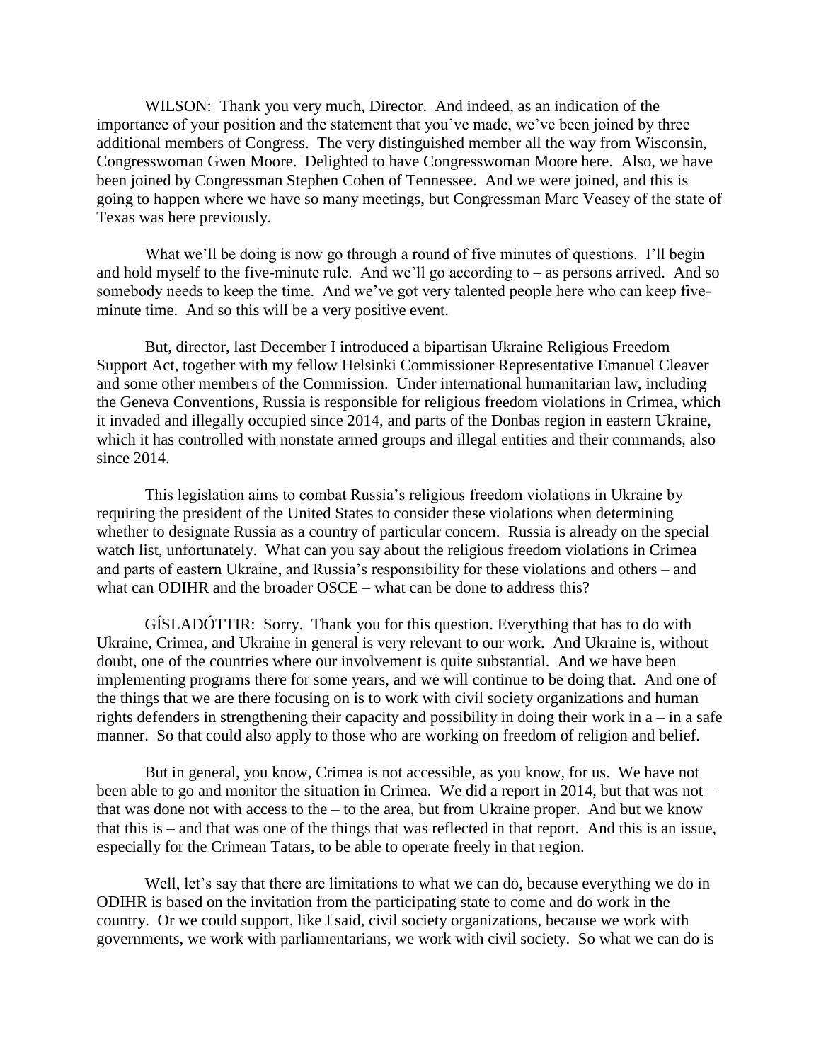WILSON: Thank you very much, Director. And indeed, as an indication of the importance of your position and the statement that you've made, we've been joined by three additional members of Congress. The very distinguished member all the way from Wisconsin, Congresswoman Gwen Moore. Delighted to have Congresswoman Moore here. Also, we have been joined by Congressman Stephen Cohen of Tennessee. And we were joined, and this is going to happen where we have so many meetings, but Congressman Marc Veasey of the state of Texas was here previously.

What we'll be doing is now go through a round of five minutes of questions. I'll begin and hold myself to the five-minute rule. And we'll go according to – as persons arrived. And so somebody needs to keep the time. And we've got very talented people here who can keep five-minute time. And so this will be a very positive event.

But, director, last December I introduced a bipartisan Ukraine Religious Freedom Support Act, together with my fellow Helsinki Commissioner Representative Emanuel Cleaver and some other members of the Commission. Under international humanitarian law, including the Geneva Conventions, Russia is responsible for religious freedom violations in Crimea, which it invaded and illegally occupied since 2014, and parts of the Donbas region in eastern Ukraine, which it has controlled with nonstate armed groups and illegal entities and their commands, also since 2014.

This legislation aims to combat Russia's religious freedom violations in Ukraine by requiring the president of the United States to consider these violations when determining whether to designate Russia as a country of particular concern. Russia is already on the special watch list, unfortunately. What can you say about the religious freedom violations in Crimea and parts of eastern Ukraine, and Russia's responsibility for these violations and others – and what can ODIHR and the broader OSCE – what can be done to address this?

GÍSLADÓTTIR: Sorry. Thank you for this question. Everything that has to do with Ukraine, Crimea, and Ukraine in general is very relevant to our work. And Ukraine is, without doubt, one of the countries where our involvement is quite substantial. And we have been implementing programs there for some years, and we will continue to be doing that. And one of the things that we are there focusing on is to work with civil society organizations and human rights defenders in strengthening their capacity and possibility in doing their work in a – in a safe manner. So that could also apply to those who are working on freedom of religion and belief.

But in general, you know, Crimea is not accessible, as you know, for us. We have not been able to go and monitor the situation in Crimea. We did a report in 2014, but that was not – that was done not with access to the – to the area, but from Ukraine proper. And but we know that this is – and that was one of the things that was reflected in that report. And this is an issue, especially for the Crimean Tatars, to be able to operate freely in that region.

Well, let's say that there are limitations to what we can do, because everything we do in ODIHR is based on the invitation from the participating state to come and do work in the country. Or we could support, like I said, civil society organizations, because we work with governments, we work with parliamentarians, we work with civil society. So what we can do is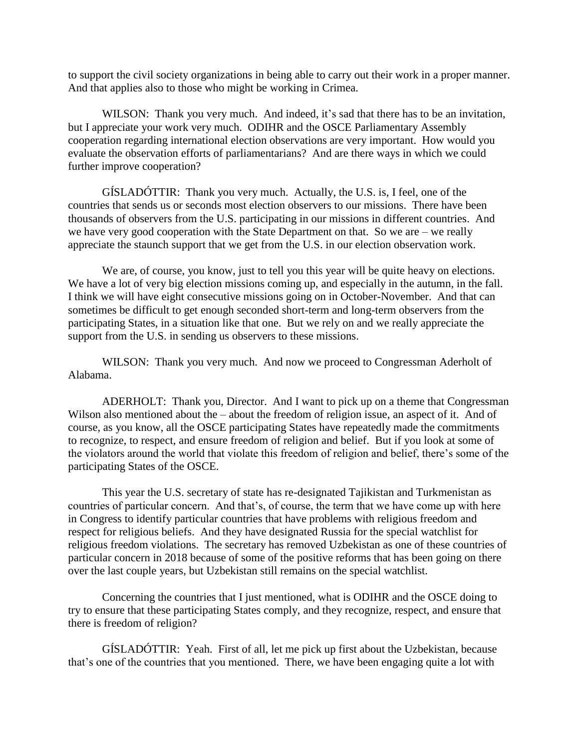to support the civil society organizations in being able to carry out their work in a proper manner. And that applies also to those who might be working in Crimea.

WILSON: Thank you very much. And indeed, it's sad that there has to be an invitation, but I appreciate your work very much. ODIHR and the OSCE Parliamentary Assembly cooperation regarding international election observations are very important. How would you evaluate the observation efforts of parliamentarians? And are there ways in which we could further improve cooperation?

GÍSLADÓTTIR: Thank you very much. Actually, the U.S. is, I feel, one of the countries that sends us or seconds most election observers to our missions. There have been thousands of observers from the U.S. participating in our missions in different countries. And we have very good cooperation with the State Department on that. So we are – we really appreciate the staunch support that we get from the U.S. in our election observation work.

We are, of course, you know, just to tell you this year will be quite heavy on elections. We have a lot of very big election missions coming up, and especially in the autumn, in the fall. I think we will have eight consecutive missions going on in October-November. And that can sometimes be difficult to get enough seconded short-term and long-term observers from the participating States, in a situation like that one. But we rely on and we really appreciate the support from the U.S. in sending us observers to these missions.

WILSON: Thank you very much. And now we proceed to Congressman Aderholt of Alabama.

ADERHOLT: Thank you, Director. And I want to pick up on a theme that Congressman Wilson also mentioned about the – about the freedom of religion issue, an aspect of it. And of course, as you know, all the OSCE participating States have repeatedly made the commitments to recognize, to respect, and ensure freedom of religion and belief. But if you look at some of the violators around the world that violate this freedom of religion and belief, there's some of the participating States of the OSCE.

This year the U.S. secretary of state has re-designated Tajikistan and Turkmenistan as countries of particular concern. And that's, of course, the term that we have come up with here in Congress to identify particular countries that have problems with religious freedom and respect for religious beliefs. And they have designated Russia for the special watchlist for religious freedom violations. The secretary has removed Uzbekistan as one of these countries of particular concern in 2018 because of some of the positive reforms that has been going on there over the last couple years, but Uzbekistan still remains on the special watchlist.

Concerning the countries that I just mentioned, what is ODIHR and the OSCE doing to try to ensure that these participating States comply, and they recognize, respect, and ensure that there is freedom of religion?

GÍSLADÓTTIR: Yeah. First of all, let me pick up first about the Uzbekistan, because that's one of the countries that you mentioned. There, we have been engaging quite a lot with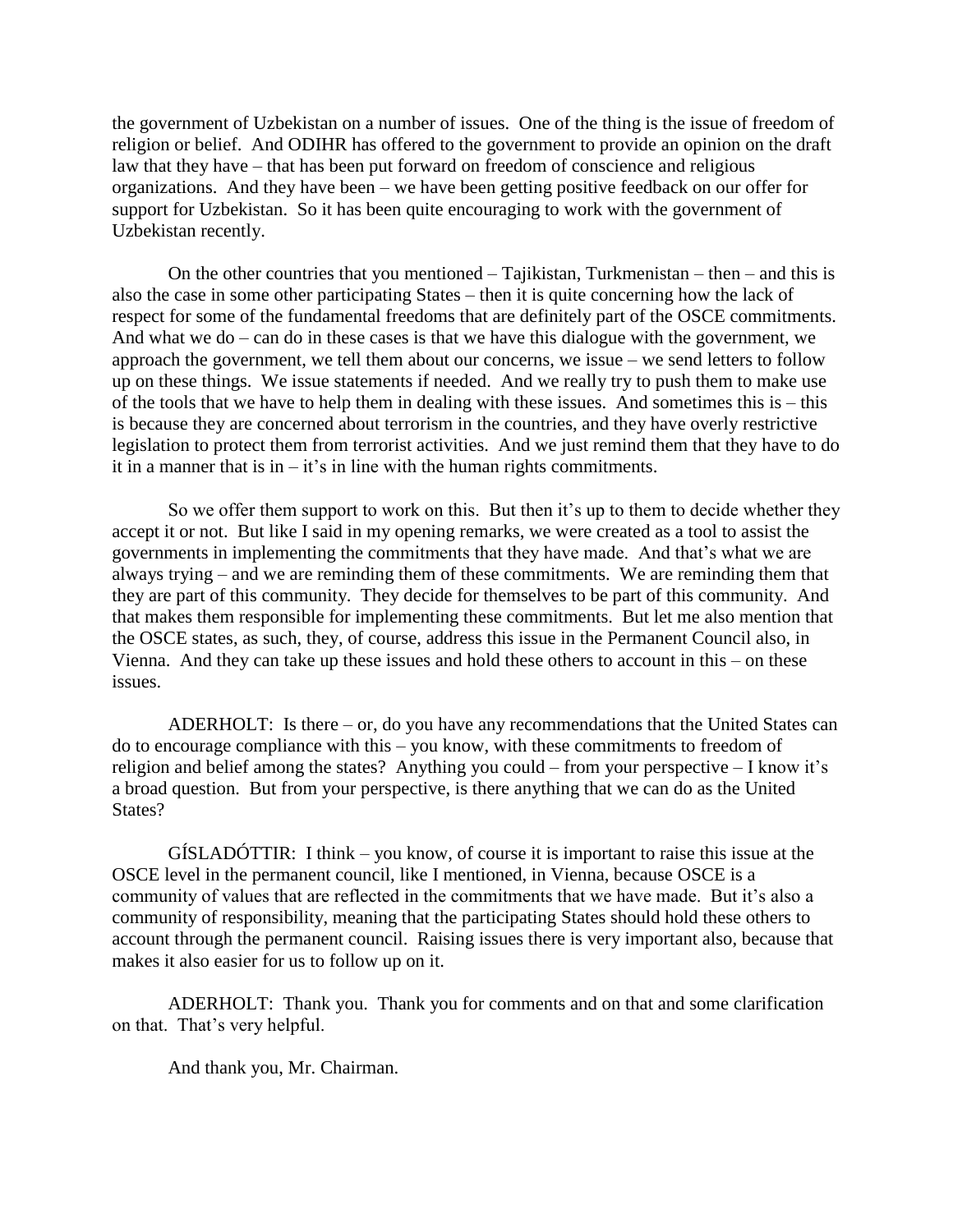the government of Uzbekistan on a number of issues. One of the thing is the issue of freedom of religion or belief. And ODIHR has offered to the government to provide an opinion on the draft law that they have – that has been put forward on freedom of conscience and religious organizations. And they have been – we have been getting positive feedback on our offer for support for Uzbekistan. So it has been quite encouraging to work with the government of Uzbekistan recently.

On the other countries that you mentioned – Tajikistan, Turkmenistan – then – and this is also the case in some other participating States – then it is quite concerning how the lack of respect for some of the fundamental freedoms that are definitely part of the OSCE commitments. And what we do – can do in these cases is that we have this dialogue with the government, we approach the government, we tell them about our concerns, we issue – we send letters to follow up on these things. We issue statements if needed. And we really try to push them to make use of the tools that we have to help them in dealing with these issues. And sometimes this is – this is because they are concerned about terrorism in the countries, and they have overly restrictive legislation to protect them from terrorist activities. And we just remind them that they have to do it in a manner that is in – it's in line with the human rights commitments.

So we offer them support to work on this. But then it's up to them to decide whether they accept it or not. But like I said in my opening remarks, we were created as a tool to assist the governments in implementing the commitments that they have made. And that's what we are always trying – and we are reminding them of these commitments. We are reminding them that they are part of this community. They decide for themselves to be part of this community. And that makes them responsible for implementing these commitments. But let me also mention that the OSCE states, as such, they, of course, address this issue in the Permanent Council also, in Vienna. And they can take up these issues and hold these others to account in this – on these issues.

ADERHOLT: Is there – or, do you have any recommendations that the United States can do to encourage compliance with this – you know, with these commitments to freedom of religion and belief among the states? Anything you could – from your perspective – I know it's a broad question. But from your perspective, is there anything that we can do as the United States?

GÍSLADÓTTIR: I think – you know, of course it is important to raise this issue at the OSCE level in the permanent council, like I mentioned, in Vienna, because OSCE is a community of values that are reflected in the commitments that we have made. But it's also a community of responsibility, meaning that the participating States should hold these others to account through the permanent council. Raising issues there is very important also, because that makes it also easier for us to follow up on it.

ADERHOLT: Thank you. Thank you for comments and on that and some clarification on that. That's very helpful.

And thank you, Mr. Chairman.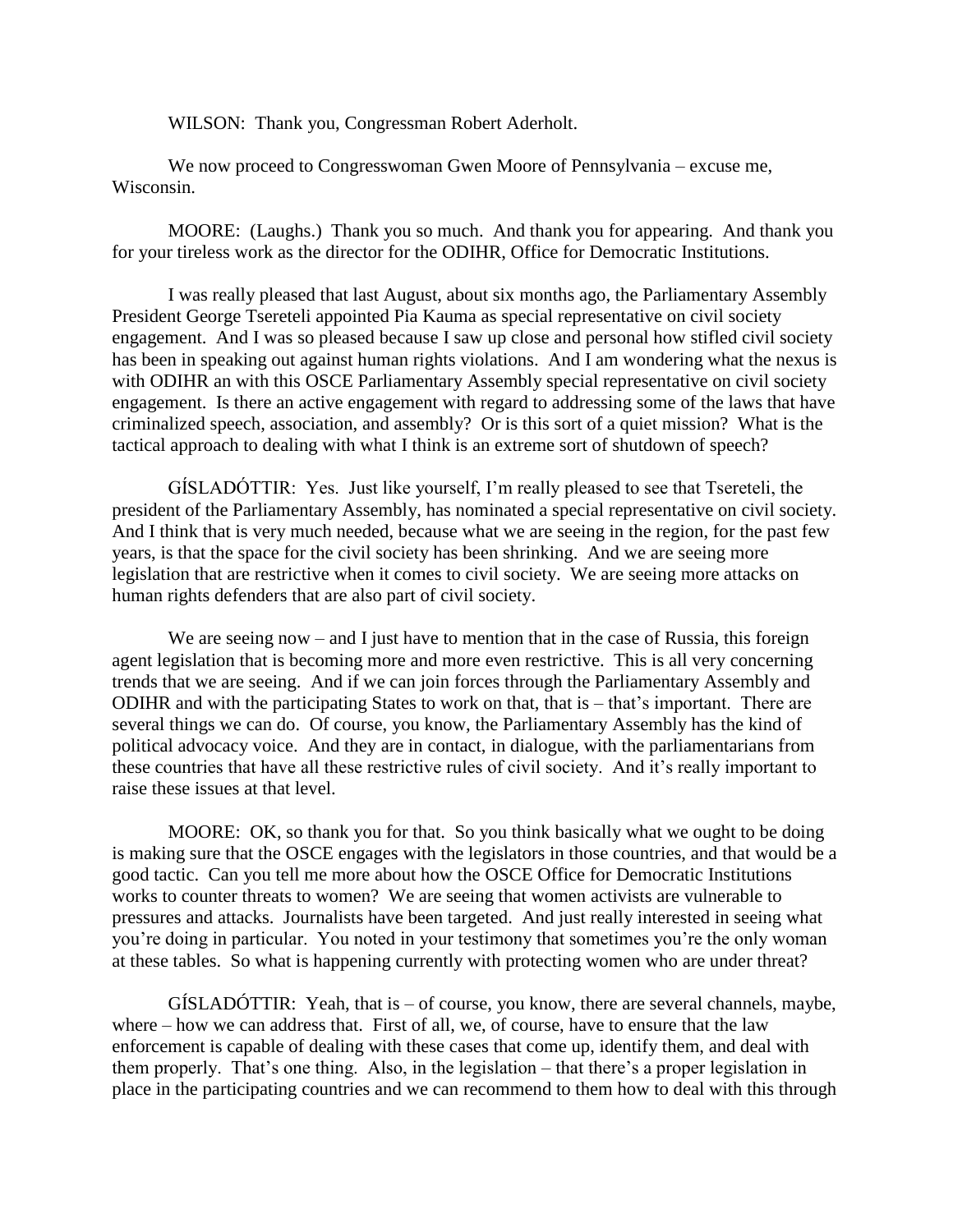WILSON: Thank you, Congressman Robert Aderholt.

We now proceed to Congresswoman Gwen Moore of Pennsylvania – excuse me, Wisconsin.

MOORE: (Laughs.) Thank you so much. And thank you for appearing. And thank you for your tireless work as the director for the ODIHR, Office for Democratic Institutions.

I was really pleased that last August, about six months ago, the Parliamentary Assembly President George Tsereteli appointed Pia Kauma as special representative on civil society engagement. And I was so pleased because I saw up close and personal how stifled civil society has been in speaking out against human rights violations. And I am wondering what the nexus is with ODIHR an with this OSCE Parliamentary Assembly special representative on civil society engagement. Is there an active engagement with regard to addressing some of the laws that have criminalized speech, association, and assembly? Or is this sort of a quiet mission? What is the tactical approach to dealing with what I think is an extreme sort of shutdown of speech?

GÍSLADÓTTIR: Yes. Just like yourself, I'm really pleased to see that Tsereteli, the president of the Parliamentary Assembly, has nominated a special representative on civil society. And I think that is very much needed, because what we are seeing in the region, for the past few years, is that the space for the civil society has been shrinking. And we are seeing more legislation that are restrictive when it comes to civil society. We are seeing more attacks on human rights defenders that are also part of civil society.

We are seeing now – and I just have to mention that in the case of Russia, this foreign agent legislation that is becoming more and more even restrictive. This is all very concerning trends that we are seeing. And if we can join forces through the Parliamentary Assembly and ODIHR and with the participating States to work on that, that is – that's important. There are several things we can do. Of course, you know, the Parliamentary Assembly has the kind of political advocacy voice. And they are in contact, in dialogue, with the parliamentarians from these countries that have all these restrictive rules of civil society. And it's really important to raise these issues at that level.

MOORE: OK, so thank you for that. So you think basically what we ought to be doing is making sure that the OSCE engages with the legislators in those countries, and that would be a good tactic. Can you tell me more about how the OSCE Office for Democratic Institutions works to counter threats to women? We are seeing that women activists are vulnerable to pressures and attacks. Journalists have been targeted. And just really interested in seeing what you're doing in particular. You noted in your testimony that sometimes you're the only woman at these tables. So what is happening currently with protecting women who are under threat?

GÍSLADÓTTIR: Yeah, that is – of course, you know, there are several channels, maybe, where – how we can address that. First of all, we, of course, have to ensure that the law enforcement is capable of dealing with these cases that come up, identify them, and deal with them properly. That's one thing. Also, in the legislation – that there's a proper legislation in place in the participating countries and we can recommend to them how to deal with this through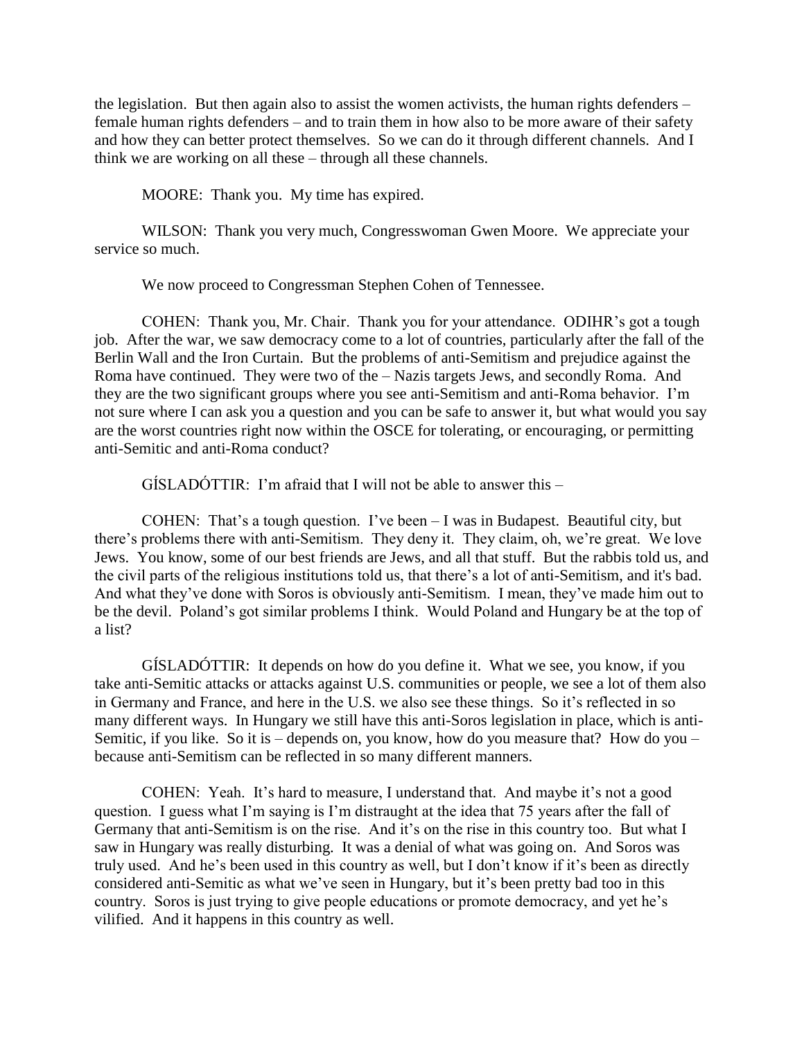the legislation. But then again also to assist the women activists, the human rights defenders – female human rights defenders – and to train them in how also to be more aware of their safety and how they can better protect themselves. So we can do it through different channels. And I think we are working on all these – through all these channels.

MOORE: Thank you. My time has expired.

WILSON: Thank you very much, Congresswoman Gwen Moore. We appreciate your service so much.

We now proceed to Congressman Stephen Cohen of Tennessee.

COHEN: Thank you, Mr. Chair. Thank you for your attendance. ODIHR's got a tough job. After the war, we saw democracy come to a lot of countries, particularly after the fall of the Berlin Wall and the Iron Curtain. But the problems of anti-Semitism and prejudice against the Roma have continued. They were two of the – Nazis targets Jews, and secondly Roma. And they are the two significant groups where you see anti-Semitism and anti-Roma behavior. I'm not sure where I can ask you a question and you can be safe to answer it, but what would you say are the worst countries right now within the OSCE for tolerating, or encouraging, or permitting anti-Semitic and anti-Roma conduct?

GÍSLADÓTTIR: I'm afraid that I will not be able to answer this –

COHEN: That's a tough question. I've been – I was in Budapest. Beautiful city, but there's problems there with anti-Semitism. They deny it. They claim, oh, we're great. We love Jews. You know, some of our best friends are Jews, and all that stuff. But the rabbis told us, and the civil parts of the religious institutions told us, that there's a lot of anti-Semitism, and it's bad. And what they've done with Soros is obviously anti-Semitism. I mean, they've made him out to be the devil. Poland's got similar problems I think. Would Poland and Hungary be at the top of a list?

GÍSLADÓTTIR: It depends on how do you define it. What we see, you know, if you take anti-Semitic attacks or attacks against U.S. communities or people, we see a lot of them also in Germany and France, and here in the U.S. we also see these things. So it's reflected in so many different ways. In Hungary we still have this anti-Soros legislation in place, which is anti-Semitic, if you like. So it is – depends on, you know, how do you measure that? How do you – because anti-Semitism can be reflected in so many different manners.

COHEN: Yeah. It's hard to measure, I understand that. And maybe it's not a good question. I guess what I'm saying is I'm distraught at the idea that 75 years after the fall of Germany that anti-Semitism is on the rise. And it's on the rise in this country too. But what I saw in Hungary was really disturbing. It was a denial of what was going on. And Soros was truly used. And he's been used in this country as well, but I don't know if it's been as directly considered anti-Semitic as what we've seen in Hungary, but it's been pretty bad too in this country. Soros is just trying to give people educations or promote democracy, and yet he's vilified. And it happens in this country as well.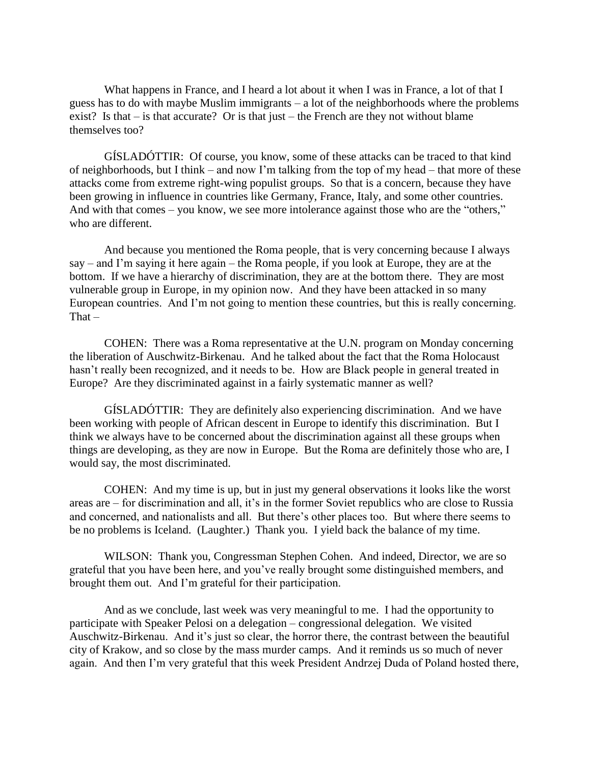What happens in France, and I heard a lot about it when I was in France, a lot of that I guess has to do with maybe Muslim immigrants – a lot of the neighborhoods where the problems exist? Is that – is that accurate? Or is that just – the French are they not without blame themselves too?

GÍSLADÓTTIR: Of course, you know, some of these attacks can be traced to that kind of neighborhoods, but I think – and now I'm talking from the top of my head – that more of these attacks come from extreme right-wing populist groups. So that is a concern, because they have been growing in influence in countries like Germany, France, Italy, and some other countries. And with that comes – you know, we see more intolerance against those who are the "others," who are different.

And because you mentioned the Roma people, that is very concerning because I always say – and I'm saying it here again – the Roma people, if you look at Europe, they are at the bottom. If we have a hierarchy of discrimination, they are at the bottom there. They are most vulnerable group in Europe, in my opinion now. And they have been attacked in so many European countries. And I'm not going to mention these countries, but this is really concerning. That –

COHEN: There was a Roma representative at the U.N. program on Monday concerning the liberation of Auschwitz-Birkenau. And he talked about the fact that the Roma Holocaust hasn't really been recognized, and it needs to be. How are Black people in general treated in Europe? Are they discriminated against in a fairly systematic manner as well?

GÍSLADÓTTIR: They are definitely also experiencing discrimination. And we have been working with people of African descent in Europe to identify this discrimination. But I think we always have to be concerned about the discrimination against all these groups when things are developing, as they are now in Europe. But the Roma are definitely those who are, I would say, the most discriminated.

COHEN: And my time is up, but in just my general observations it looks like the worst areas are – for discrimination and all, it's in the former Soviet republics who are close to Russia and concerned, and nationalists and all. But there's other places too. But where there seems to be no problems is Iceland. (Laughter.) Thank you. I yield back the balance of my time.

WILSON: Thank you, Congressman Stephen Cohen. And indeed, Director, we are so grateful that you have been here, and you've really brought some distinguished members, and brought them out. And I'm grateful for their participation.

And as we conclude, last week was very meaningful to me. I had the opportunity to participate with Speaker Pelosi on a delegation – congressional delegation. We visited Auschwitz-Birkenau. And it's just so clear, the horror there, the contrast between the beautiful city of Krakow, and so close by the mass murder camps. And it reminds us so much of never again. And then I'm very grateful that this week President Andrzej Duda of Poland hosted there,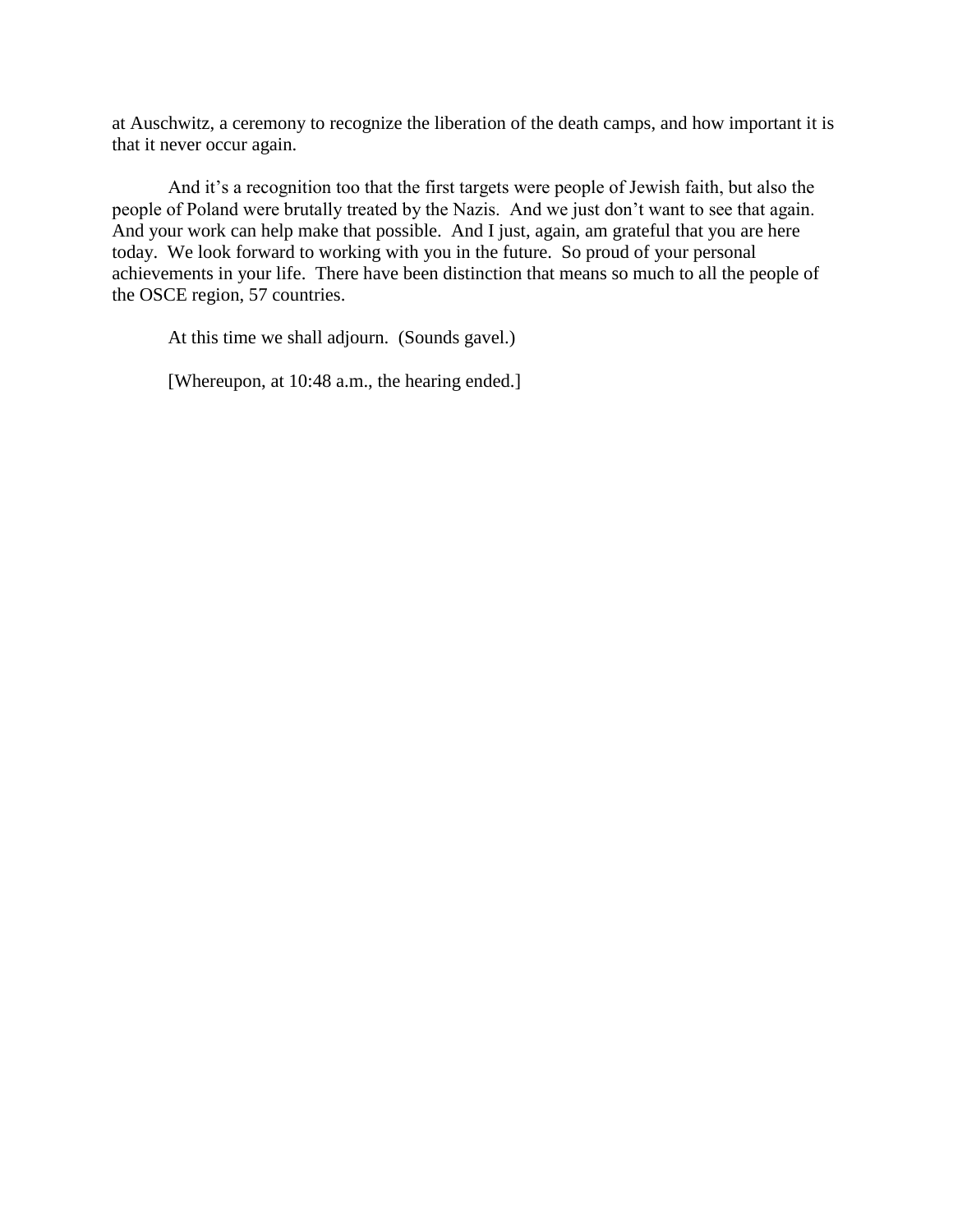at Auschwitz, a ceremony to recognize the liberation of the death camps, and how important it is that it never occur again.

And it's a recognition too that the first targets were people of Jewish faith, but also the people of Poland were brutally treated by the Nazis. And we just don't want to see that again. And your work can help make that possible. And I just, again, am grateful that you are here today. We look forward to working with you in the future. So proud of your personal achievements in your life. There have been distinction that means so much to all the people of the OSCE region, 57 countries.

At this time we shall adjourn. (Sounds gavel.)

[Whereupon, at 10:48 a.m., the hearing ended.]